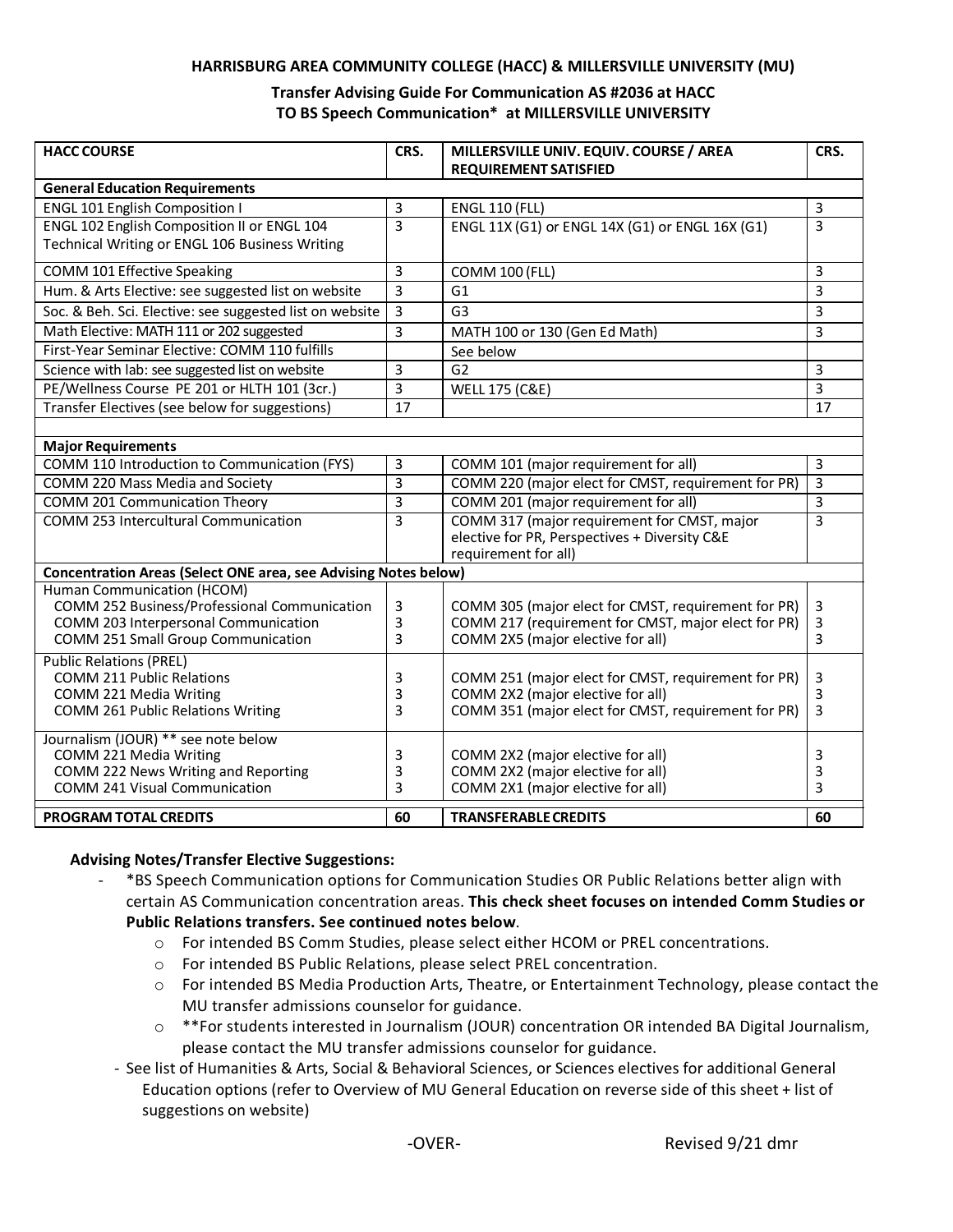**HARRISBURG AREA COMMUNITY COLLEGE (HACC) & MILLERSVILLE UNIVERSITY (MU)**

**Transfer Advising Guide For Communication AS #2036 at HACC**
**TO BS Speech Communication* at MILLERSVILLE UNIVERSITY**

| HACC COURSE | CRS. | MILLERSVILLE UNIV. EQUIV. COURSE / AREA REQUIREMENT SATISFIED | CRS. |
|---|---|---|---|
| **General Education Requirements** | | | |
| ENGL 101 English Composition I | 3 | ENGL 110 (FLL) | 3 |
| ENGL 102 English Composition II or ENGL 104 Technical Writing or ENGL 106 Business Writing | 3 | ENGL 11X (G1) or ENGL 14X (G1) or ENGL 16X (G1) | 3 |
| COMM 101 Effective Speaking | 3 | COMM 100 (FLL) | 3 |
| Hum. & Arts Elective: see suggested list on website | 3 | G1 | 3 |
| Soc. & Beh. Sci. Elective: see suggested list on website | 3 | G3 | 3 |
| Math Elective: MATH 111 or 202 suggested | 3 | MATH 100 or 130 (Gen Ed Math) | 3 |
| First-Year Seminar Elective: COMM 110 fulfills | | See below | |
| Science with lab: see suggested list on website | 3 | G2 | 3 |
| PE/Wellness Course PE 201 or HLTH 101 (3cr.) | 3 | WELL 175 (C&E) | 3 |
| Transfer Electives (see below for suggestions) | 17 | | 17 |
| | | | |
| **Major Requirements** | | | |
| COMM 110 Introduction to Communication (FYS) | 3 | COMM 101 (major requirement for all) | 3 |
| COMM 220 Mass Media and Society | 3 | COMM 220 (major elect for CMST, requirement for PR) | 3 |
| COMM 201 Communication Theory | 3 | COMM 201 (major requirement for all) | 3 |
| COMM 253 Intercultural Communication | 3 | COMM 317 (major requirement for CMST, major elective for PR, Perspectives + Diversity C&E requirement for all) | 3 |
| **Concentration Areas (Select ONE area, see Advising Notes below)** | | | |
| Human Communication (HCOM)<br>COMM 252 Business/Professional Communication<br>COMM 203 Interpersonal Communication<br>COMM 251 Small Group Communication | <br>3<br>3<br>3 | <br>COMM 305 (major elect for CMST, requirement for PR)<br>COMM 217 (requirement for CMST, major elect for PR)<br>COMM 2X5 (major elective for all) | <br>3<br>3<br>3 |
| Public Relations (PREL)<br>COMM 211 Public Relations<br>COMM 221 Media Writing<br>COMM 261 Public Relations Writing | <br>3<br>3<br>3 | <br>COMM 251 (major elect for CMST, requirement for PR)<br>COMM 2X2 (major elective for all)<br>COMM 351 (major elect for CMST, requirement for PR) | <br>3<br>3<br>3 |
| Journalism (JOUR) ** see note below<br>COMM 221 Media Writing<br>COMM 222 News Writing and Reporting<br>COMM 241 Visual Communication | <br>3<br>3<br>3 | <br>COMM 2X2 (major elective for all)<br>COMM 2X2 (major elective for all)<br>COMM 2X1 (major elective for all) | <br>3<br>3<br>3 |
| **PROGRAM TOTAL CREDITS** | **60** | **TRANSFERABLE CREDITS** | **60** |

**Advising Notes/Transfer Elective Suggestions:**

- *BS Speech Communication options for Communication Studies OR Public Relations better align with certain AS Communication concentration areas. **This check sheet focuses on intended Comm Studies or Public Relations transfers. See continued notes below**.
  - For intended BS Comm Studies, please select either HCOM or PREL concentrations.
  - For intended BS Public Relations, please select PREL concentration.
  - For intended BS Media Production Arts, Theatre, or Entertainment Technology, please contact the MU transfer admissions counselor for guidance.
  - **For students interested in Journalism (JOUR) concentration OR intended BA Digital Journalism, please contact the MU transfer admissions counselor for guidance.
- See list of Humanities & Arts, Social & Behavioral Sciences, or Sciences electives for additional General Education options (refer to Overview of MU General Education on reverse side of this sheet + list of suggestions on website)

-OVER-

Revised 9/21 dmr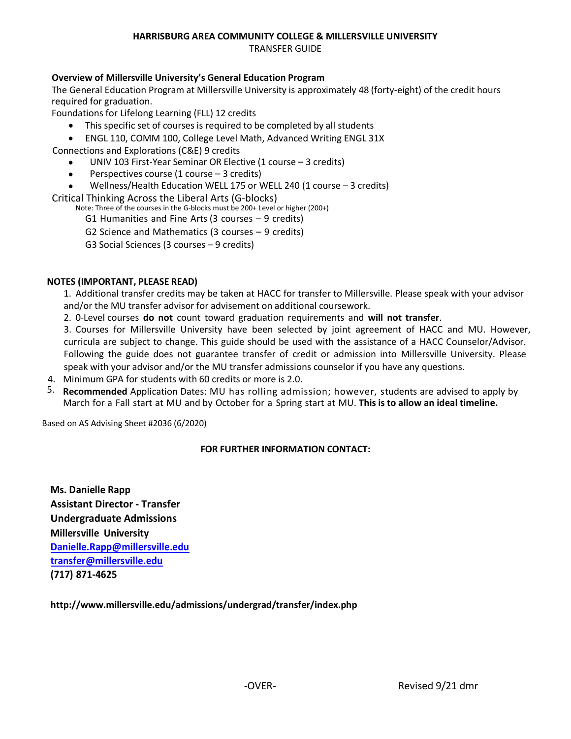**HARRISBURG AREA COMMUNITY COLLEGE & MILLERSVILLE UNIVERSITY**

TRANSFER GUIDE

**Overview of Millersville University's General Education Program**

The General Education Program at Millersville University is approximately 48 (forty-eight) of the credit hours required for graduation.

Foundations for Lifelong Learning (FLL) 12 credits

- This specific set of courses is required to be completed by all students
- ENGL 110, COMM 100, College Level Math, Advanced Writing ENGL 31X

Connections and Explorations (C&E) 9 credits

- UNIV 103 First-Year Seminar OR Elective (1 course – 3 credits)
- Perspectives course (1 course – 3 credits)
- Wellness/Health Education WELL 175 or WELL 240 (1 course – 3 credits)

Critical Thinking Across the Liberal Arts (G-blocks)

Note: Three of the courses in the G-blocks must be 200+ Level or higher (200+)

G1 Humanities and Fine Arts (3 courses – 9 credits)

G2 Science and Mathematics (3 courses – 9 credits)

G3 Social Sciences (3 courses – 9 credits)

**NOTES (IMPORTANT, PLEASE READ)**

1. Additional transfer credits may be taken at HACC for transfer to Millersville. Please speak with your advisor and/or the MU transfer advisor for advisement on additional coursework.
2. 0-Level courses **do not** count toward graduation requirements and **will not transfer**.
3. Courses for Millersville University have been selected by joint agreement of HACC and MU. However, curricula are subject to change. This guide should be used with the assistance of a HACC Counselor/Advisor. Following the guide does not guarantee transfer of credit or admission into Millersville University. Please speak with your advisor and/or the MU transfer admissions counselor if you have any questions.
4. Minimum GPA for students with 60 credits or more is 2.0.
5. **Recommended** Application Dates: MU has rolling admission; however, students are advised to apply by March for a Fall start at MU and by October for a Spring start at MU. **This is to allow an ideal timeline.**

Based on AS Advising Sheet #2036 (6/2020)

**FOR FURTHER INFORMATION CONTACT:**

**Ms. Danielle Rapp**
**Assistant Director - Transfer**
**Undergraduate Admissions**
**Millersville University**
**Danielle.Rapp@millersville.edu**
**transfer@millersville.edu**
**(717) 871-4625**

**http://www.millersville.edu/admissions/undergrad/transfer/index.php**

-OVER-

Revised 9/21 dmr